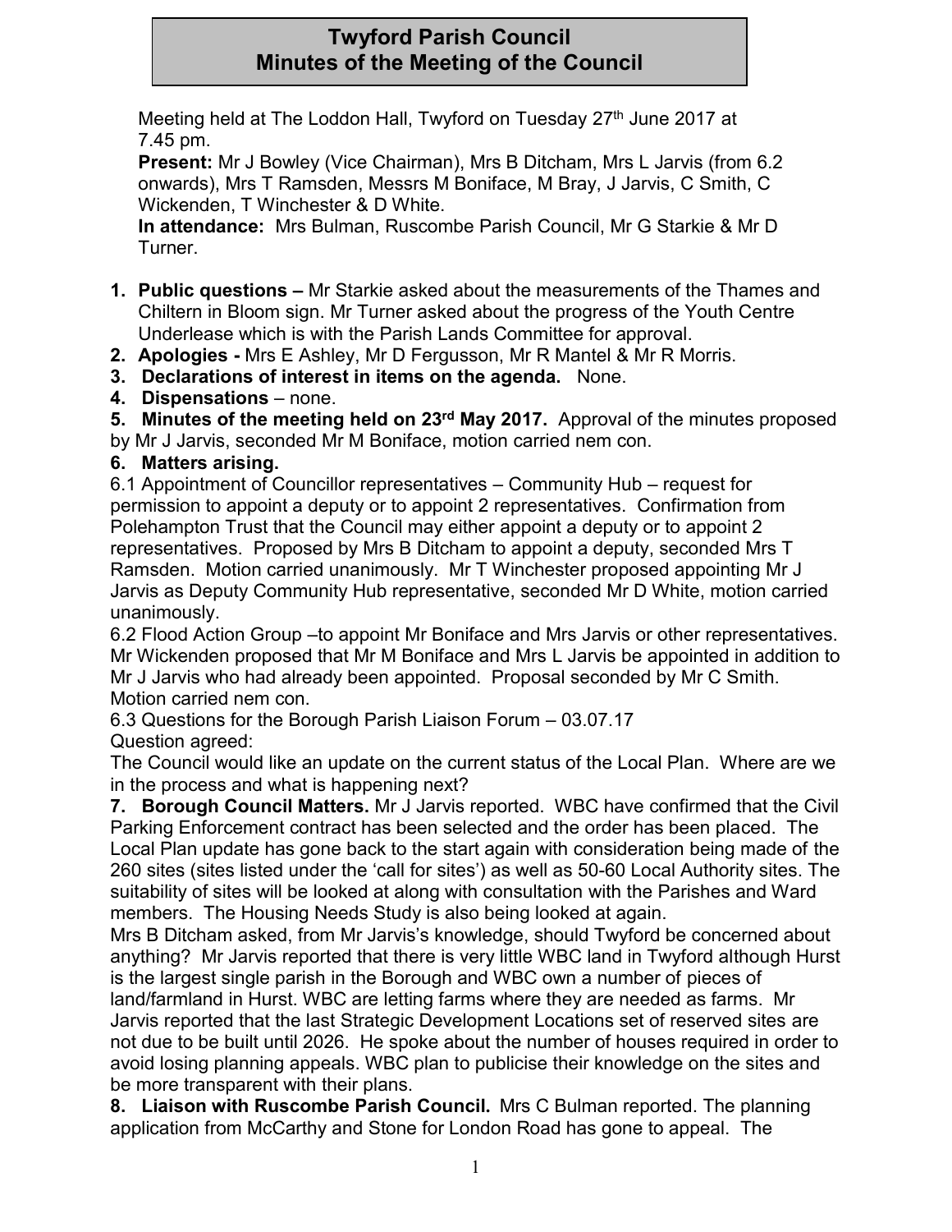# Twyford Parish Council
# Minutes of the Meeting of the Council

Meeting held at The Loddon Hall, Twyford on Tuesday 27th June 2017 at 7.45 pm.

**Present:** Mr J Bowley (Vice Chairman), Mrs B Ditcham, Mrs L Jarvis (from 6.2 onwards), Mrs T Ramsden, Messrs M Boniface, M Bray, J Jarvis, C Smith, C Wickenden, T Winchester & D White.

**In attendance:** Mrs Bulman, Ruscombe Parish Council, Mr G Starkie & Mr D Turner.

1. **Public questions –** Mr Starkie asked about the measurements of the Thames and Chiltern in Bloom sign. Mr Turner asked about the progress of the Youth Centre Underlease which is with the Parish Lands Committee for approval.
2. **Apologies -** Mrs E Ashley, Mr D Fergusson, Mr R Mantel & Mr R Morris.
3. **Declarations of interest in items on the agenda.** None.
4. **Dispensations** – none.
5. **Minutes of the meeting held on 23rd May 2017.** Approval of the minutes proposed by Mr J Jarvis, seconded Mr M Boniface, motion carried nem con.
6. **Matters arising.**

6.1 Appointment of Councillor representatives – Community Hub – request for permission to appoint a deputy or to appoint 2 representatives. Confirmation from Polehampton Trust that the Council may either appoint a deputy or to appoint 2 representatives. Proposed by Mrs B Ditcham to appoint a deputy, seconded Mrs T Ramsden. Motion carried unanimously. Mr T Winchester proposed appointing Mr J Jarvis as Deputy Community Hub representative, seconded Mr D White, motion carried unanimously.

6.2 Flood Action Group –to appoint Mr Boniface and Mrs Jarvis or other representatives. Mr Wickenden proposed that Mr M Boniface and Mrs L Jarvis be appointed in addition to Mr J Jarvis who had already been appointed. Proposal seconded by Mr C Smith. Motion carried nem con.

6.3 Questions for the Borough Parish Liaison Forum – 03.07.17

Question agreed:

The Council would like an update on the current status of the Local Plan. Where are we in the process and what is happening next?

7. **Borough Council Matters.** Mr J Jarvis reported. WBC have confirmed that the Civil Parking Enforcement contract has been selected and the order has been placed. The Local Plan update has gone back to the start again with consideration being made of the 260 sites (sites listed under the 'call for sites') as well as 50-60 Local Authority sites. The suitability of sites will be looked at along with consultation with the Parishes and Ward members. The Housing Needs Study is also being looked at again.

Mrs B Ditcham asked, from Mr Jarvis's knowledge, should Twyford be concerned about anything? Mr Jarvis reported that there is very little WBC land in Twyford although Hurst is the largest single parish in the Borough and WBC own a number of pieces of land/farmland in Hurst. WBC are letting farms where they are needed as farms. Mr Jarvis reported that the last Strategic Development Locations set of reserved sites are not due to be built until 2026. He spoke about the number of houses required in order to avoid losing planning appeals. WBC plan to publicise their knowledge on the sites and be more transparent with their plans.

8. **Liaison with Ruscombe Parish Council.** Mrs C Bulman reported. The planning application from McCarthy and Stone for London Road has gone to appeal. The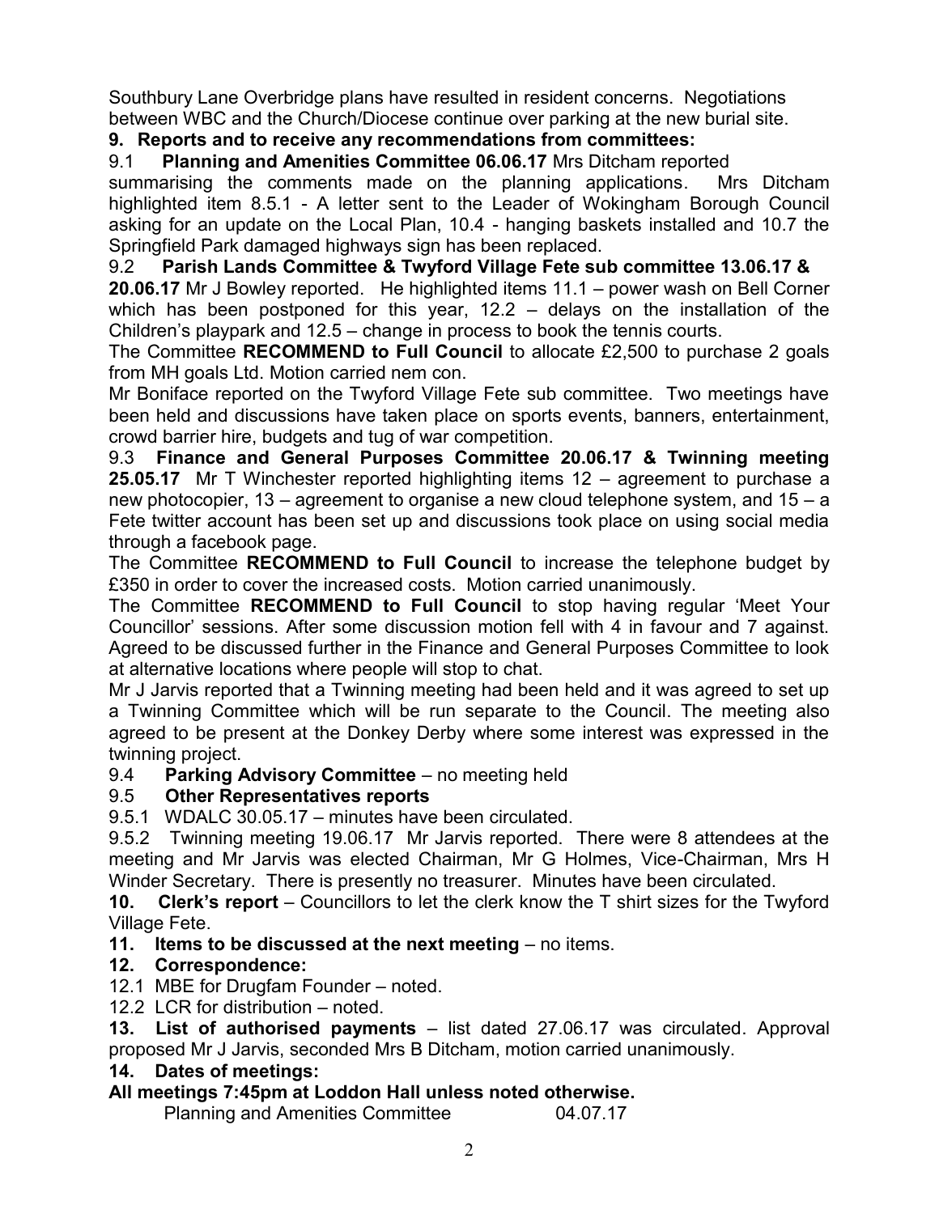Southbury Lane Overbridge plans have resulted in resident concerns. Negotiations between WBC and the Church/Diocese continue over parking at the new burial site.

**9. Reports and to receive any recommendations from committees:**

9.1 **Planning and Amenities Committee 06.06.17** Mrs Ditcham reported summarising the comments made on the planning applications. Mrs Ditcham highlighted item 8.5.1 - A letter sent to the Leader of Wokingham Borough Council asking for an update on the Local Plan, 10.4 - hanging baskets installed and 10.7 the Springfield Park damaged highways sign has been replaced.

9.2 **Parish Lands Committee & Twyford Village Fete sub committee 13.06.17 & 20.06.17** Mr J Bowley reported. He highlighted items 11.1 – power wash on Bell Corner which has been postponed for this year, 12.2 – delays on the installation of the Children's playpark and 12.5 – change in process to book the tennis courts.

The Committee **RECOMMEND to Full Council** to allocate £2,500 to purchase 2 goals from MH goals Ltd. Motion carried nem con.

Mr Boniface reported on the Twyford Village Fete sub committee. Two meetings have been held and discussions have taken place on sports events, banners, entertainment, crowd barrier hire, budgets and tug of war competition.

9.3 **Finance and General Purposes Committee 20.06.17 & Twinning meeting 25.05.17** Mr T Winchester reported highlighting items 12 – agreement to purchase a new photocopier, 13 – agreement to organise a new cloud telephone system, and 15 – a Fete twitter account has been set up and discussions took place on using social media through a facebook page.

The Committee **RECOMMEND to Full Council** to increase the telephone budget by £350 in order to cover the increased costs. Motion carried unanimously.

The Committee **RECOMMEND to Full Council** to stop having regular 'Meet Your Councillor' sessions. After some discussion motion fell with 4 in favour and 7 against. Agreed to be discussed further in the Finance and General Purposes Committee to look at alternative locations where people will stop to chat.

Mr J Jarvis reported that a Twinning meeting had been held and it was agreed to set up a Twinning Committee which will be run separate to the Council. The meeting also agreed to be present at the Donkey Derby where some interest was expressed in the twinning project.

9.4 **Parking Advisory Committee** – no meeting held

9.5 **Other Representatives reports**

9.5.1 WDALC 30.05.17 – minutes have been circulated.

9.5.2 Twinning meeting 19.06.17 Mr Jarvis reported. There were 8 attendees at the meeting and Mr Jarvis was elected Chairman, Mr G Holmes, Vice-Chairman, Mrs H Winder Secretary. There is presently no treasurer. Minutes have been circulated.

**10. Clerk's report** – Councillors to let the clerk know the T shirt sizes for the Twyford Village Fete.

**11. Items to be discussed at the next meeting** – no items.

**12. Correspondence:**

12.1 MBE for Drugfam Founder – noted.

12.2 LCR for distribution – noted.

**13. List of authorised payments** – list dated 27.06.17 was circulated. Approval proposed Mr J Jarvis, seconded Mrs B Ditcham, motion carried unanimously.

**14. Dates of meetings:**

**All meetings 7:45pm at Loddon Hall unless noted otherwise.**

Planning and Amenities Committee 04.07.17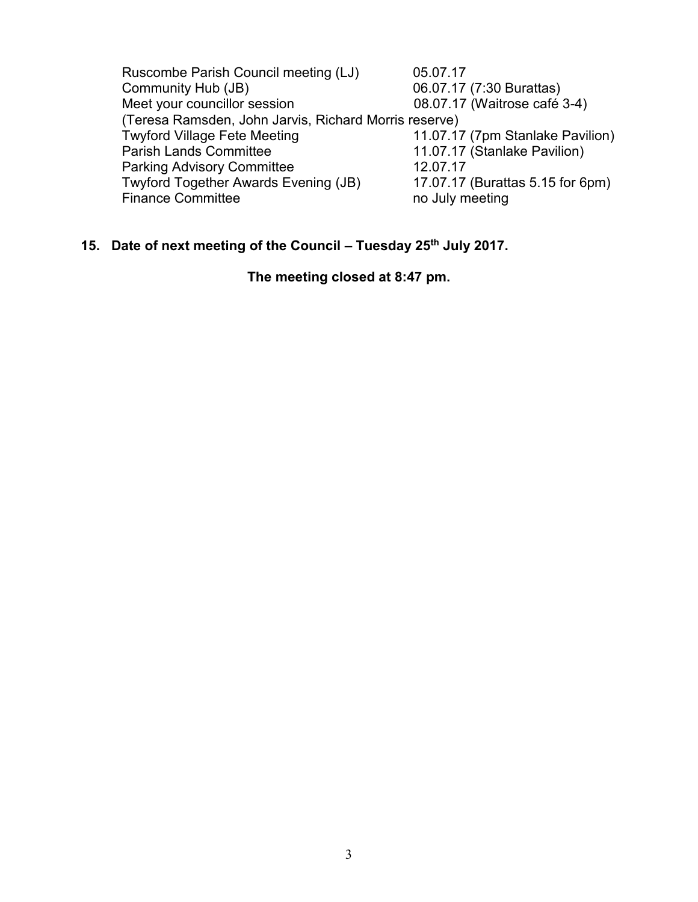| | |
|---|---|
| Ruscombe Parish Council meeting (LJ) | 05.07.17 |
| Community Hub (JB) | 06.07.17 (7:30 Burattas) |
| Meet your councillor session | 08.07.17 (Waitrose café 3-4) |
| (Teresa Ramsden, John Jarvis, Richard Morris reserve) | |
| Twyford Village Fete Meeting | 11.07.17 (7pm Stanlake Pavilion) |
| Parish Lands Committee | 11.07.17 (Stanlake Pavilion) |
| Parking Advisory Committee | 12.07.17 |
| Twyford Together Awards Evening (JB) | 17.07.17 (Burattas 5.15 for 6pm) |
| Finance Committee | no July meeting |

**15. Date of next meeting of the Council – Tuesday 25th July 2017.**

**The meeting closed at 8:47 pm.**